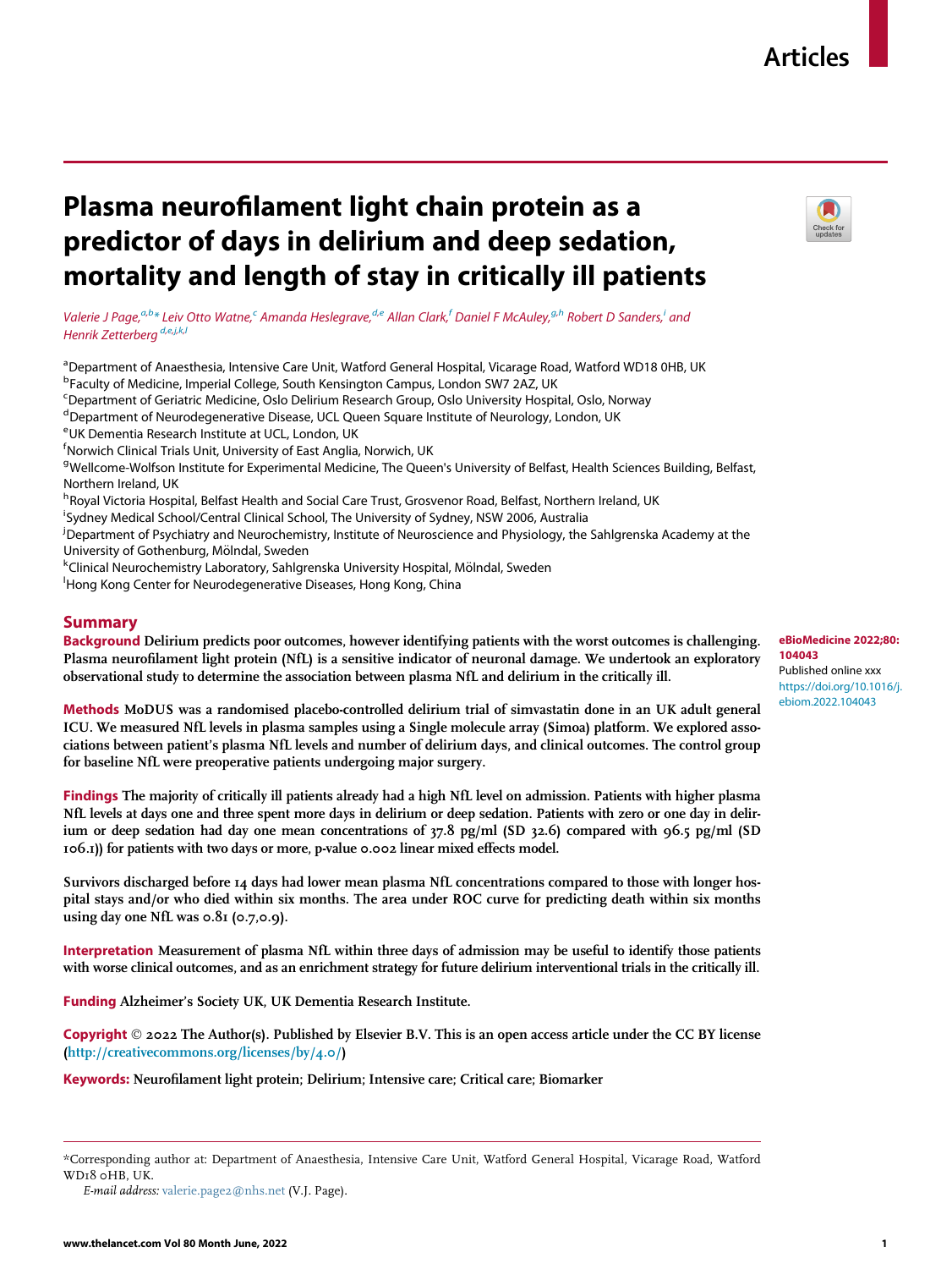# Plasma neurofilament light chain protein as a predictor of days in delirium and deep sedation, mortality and length of stay in critically ill patients

*Valerie J Page,[a,b]* Leiv Otto Watne,[c] Amanda Heslegrave,[d,e] Allan Clark,[f] Daniel F McAuley,[g,h] Robert D Sanders,[i] and Henrik Zetterberg[d,e,j,k,l]*

[a]Department of Anaesthesia, Intensive Care Unit, Watford General Hospital, Vicarage Road, Watford WD18 0HB, UK
[b]Faculty of Medicine, Imperial College, South Kensington Campus, London SW7 2AZ, UK
[c]Department of Geriatric Medicine, Oslo Delirium Research Group, Oslo University Hospital, Oslo, Norway
[d]Department of Neurodegenerative Disease, UCL Queen Square Institute of Neurology, London, UK
[e]UK Dementia Research Institute at UCL, London, UK
[f]Norwich Clinical Trials Unit, University of East Anglia, Norwich, UK
[g]Wellcome-Wolfson Institute for Experimental Medicine, The Queen's University of Belfast, Health Sciences Building, Belfast, Northern Ireland, UK
[h]Royal Victoria Hospital, Belfast Health and Social Care Trust, Grosvenor Road, Belfast, Northern Ireland, UK
[i]Sydney Medical School/Central Clinical School, The University of Sydney, NSW 2006, Australia
[j]Department of Psychiatry and Neurochemistry, Institute of Neuroscience and Physiology, the Sahlgrenska Academy at the University of Gothenburg, Mölndal, Sweden
[k]Clinical Neurochemistry Laboratory, Sahlgrenska University Hospital, Mölndal, Sweden
[l]Hong Kong Center for Neurodegenerative Diseases, Hong Kong, China

**eBioMedicine 2022;80: 104043**
Published online xxx
https://doi.org/10.1016/j.ebiom.2022.104043

## Summary

**Background** Delirium predicts poor outcomes, however identifying patients with the worst outcomes is challenging. Plasma neurofilament light protein (NfL) is a sensitive indicator of neuronal damage. We undertook an exploratory observational study to determine the association between plasma NfL and delirium in the critically ill.

**Methods** MoDUS was a randomised placebo-controlled delirium trial of simvastatin done in an UK adult general ICU. We measured NfL levels in plasma samples using a Single molecule array (Simoa) platform. We explored associations between patient's plasma NfL levels and number of delirium days, and clinical outcomes. The control group for baseline NfL were preoperative patients undergoing major surgery.

**Findings** The majority of critically ill patients already had a high NfL level on admission. Patients with higher plasma NfL levels at days one and three spent more days in delirium or deep sedation. Patients with zero or one day in delirium or deep sedation had day one mean concentrations of 37.8 pg/ml (SD 32.6) compared with 96.5 pg/ml (SD 106.1)) for patients with two days or more, p-value 0.002 linear mixed effects model.

Survivors discharged before 14 days had lower mean plasma NfL concentrations compared to those with longer hospital stays and/or who died within six months. The area under ROC curve for predicting death within six months using day one NfL was 0.81 (0.7,0.9).

**Interpretation** Measurement of plasma NfL within three days of admission may be useful to identify those patients with worse clinical outcomes, and as an enrichment strategy for future delirium interventional trials in the critically ill.

**Funding** Alzheimer's Society UK, UK Dementia Research Institute.

**Copyright** © 2022 The Author(s). Published by Elsevier B.V. This is an open access article under the CC BY license (http://creativecommons.org/licenses/by/4.0/)

**Keywords:** Neurofilament light protein; Delirium; Intensive care; Critical care; Biomarker

*Corresponding author at: Department of Anaesthesia, Intensive Care Unit, Watford General Hospital, Vicarage Road, Watford WD18 0HB, UK.
*E-mail address:* valerie.page2@nhs.net (V.J. Page).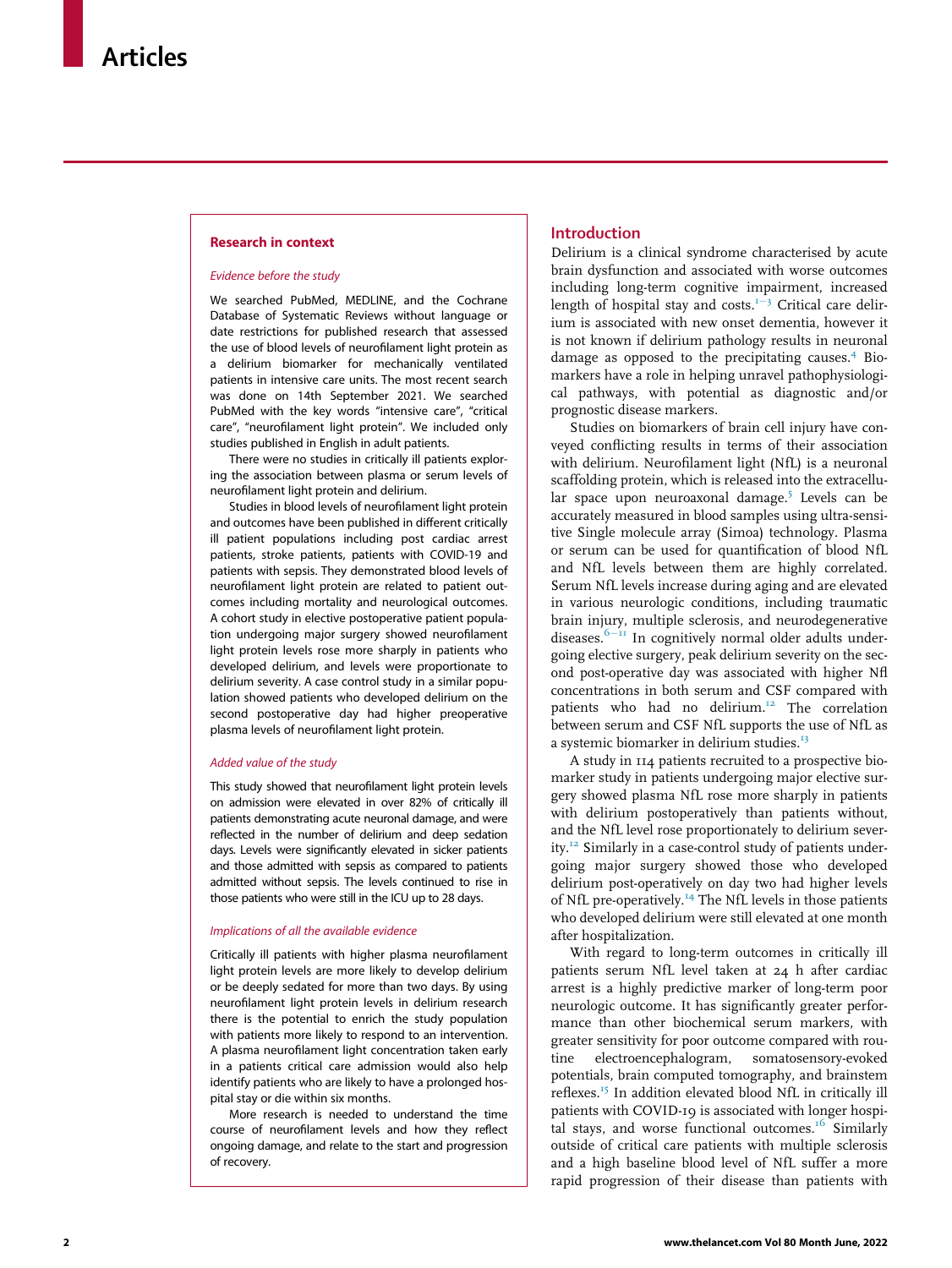## Research in context

*Evidence before the study*

We searched PubMed, MEDLINE, and the Cochrane Database of Systematic Reviews without language or date restrictions for published research that assessed the use of blood levels of neurofilament light protein as a delirium biomarker for mechanically ventilated patients in intensive care units. The most recent search was done on 14th September 2021. We searched PubMed with the key words "intensive care", "critical care", "neurofilament light protein". We included only studies published in English in adult patients.

There were no studies in critically ill patients exploring the association between plasma or serum levels of neurofilament light protein and delirium.

Studies in blood levels of neurofilament light protein and outcomes have been published in different critically ill patient populations including post cardiac arrest patients, stroke patients, patients with COVID-19 and patients with sepsis. They demonstrated blood levels of neurofilament light protein are related to patient outcomes including mortality and neurological outcomes. A cohort study in elective postoperative patient population undergoing major surgery showed neurofilament light protein levels rose more sharply in patients who developed delirium, and levels were proportionate to delirium severity. A case control study in a similar population showed patients who developed delirium on the second postoperative day had higher preoperative plasma levels of neurofilament light protein.

*Added value of the study*

This study showed that neurofilament light protein levels on admission were elevated in over 82% of critically ill patients demonstrating acute neuronal damage, and were reflected in the number of delirium and deep sedation days. Levels were significantly elevated in sicker patients and those admitted with sepsis as compared to patients admitted without sepsis. The levels continued to rise in those patients who were still in the ICU up to 28 days.

*Implications of all the available evidence*

Critically ill patients with higher plasma neurofilament light protein levels are more likely to develop delirium or be deeply sedated for more than two days. By using neurofilament light protein levels in delirium research there is the potential to enrich the study population with patients more likely to respond to an intervention. A plasma neurofilament light concentration taken early in a patients critical care admission would also help identify patients who are likely to have a prolonged hospital stay or die within six months.

More research is needed to understand the time course of neurofilament levels and how they reflect ongoing damage, and relate to the start and progression of recovery.

## Introduction

Delirium is a clinical syndrome characterised by acute brain dysfunction and associated with worse outcomes including long-term cognitive impairment, increased length of hospital stay and costs.[1–3] Critical care delirium is associated with new onset dementia, however it is not known if delirium pathology results in neuronal damage as opposed to the precipitating causes.[4] Biomarkers have a role in helping unravel pathophysiological pathways, with potential as diagnostic and/or prognostic disease markers.

Studies on biomarkers of brain cell injury have conveyed conflicting results in terms of their association with delirium. Neurofilament light (NfL) is a neuronal scaffolding protein, which is released into the extracellular space upon neuroaxonal damage.[5] Levels can be accurately measured in blood samples using ultra-sensitive Single molecule array (Simoa) technology. Plasma or serum can be used for quantification of blood NfL and NfL levels between them are highly correlated. Serum NfL levels increase during aging and are elevated in various neurologic conditions, including traumatic brain injury, multiple sclerosis, and neurodegenerative diseases.[6–11] In cognitively normal older adults undergoing elective surgery, peak delirium severity on the second post-operative day was associated with higher Nfl concentrations in both serum and CSF compared with patients who had no delirium.[12] The correlation between serum and CSF NfL supports the use of NfL as a systemic biomarker in delirium studies.[13]

A study in 114 patients recruited to a prospective biomarker study in patients undergoing major elective surgery showed plasma NfL rose more sharply in patients with delirium postoperatively than patients without, and the NfL level rose proportionately to delirium severity.[12] Similarly in a case-control study of patients undergoing major surgery showed those who developed delirium post-operatively on day two had higher levels of NfL pre-operatively.[14] The NfL levels in those patients who developed delirium were still elevated at one month after hospitalization.

With regard to long-term outcomes in critically ill patients serum NfL level taken at 24 h after cardiac arrest is a highly predictive marker of long-term poor neurologic outcome. It has significantly greater performance than other biochemical serum markers, with greater sensitivity for poor outcome compared with routine electroencephalogram, somatosensory-evoked potentials, brain computed tomography, and brainstem reflexes.[15] In addition elevated blood NfL in critically ill patients with COVID-19 is associated with longer hospital stays, and worse functional outcomes.[16] Similarly outside of critical care patients with multiple sclerosis and a high baseline blood level of NfL suffer a more rapid progression of their disease than patients with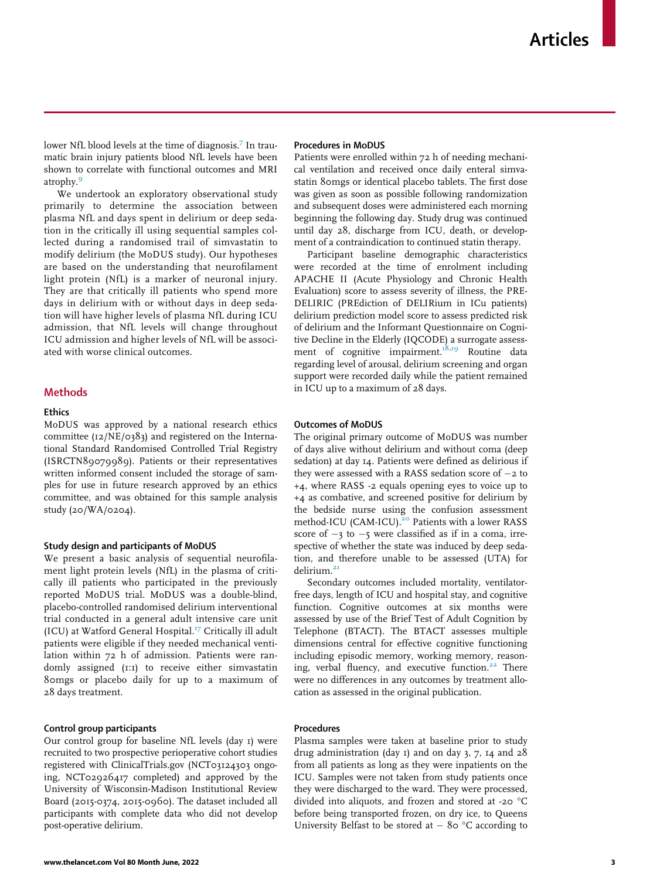lower NfL blood levels at the time of diagnosis.[7] In traumatic brain injury patients blood NfL levels have been shown to correlate with functional outcomes and MRI atrophy.[9]

We undertook an exploratory observational study primarily to determine the association between plasma NfL and days spent in delirium or deep sedation in the critically ill using sequential samples collected during a randomised trail of simvastatin to modify delirium (the MoDUS study). Our hypotheses are based on the understanding that neurofilament light protein (NfL) is a marker of neuronal injury. They are that critically ill patients who spend more days in delirium with or without days in deep sedation will have higher levels of plasma NfL during ICU admission, that NfL levels will change throughout ICU admission and higher levels of NfL will be associated with worse clinical outcomes.

## Methods

### Ethics

MoDUS was approved by a national research ethics committee (12/NE/0383) and registered on the International Standard Randomised Controlled Trial Registry (ISRCTN89079989). Patients or their representatives written informed consent included the storage of samples for use in future research approved by an ethics committee, and was obtained for this sample analysis study (20/WA/0204).

### Study design and participants of MoDUS

We present a basic analysis of sequential neurofilament light protein levels (NfL) in the plasma of critically ill patients who participated in the previously reported MoDUS trial. MoDUS was a double-blind, placebo-controlled randomised delirium interventional trial conducted in a general adult intensive care unit (ICU) at Watford General Hospital.[17] Critically ill adult patients were eligible if they needed mechanical ventilation within 72 h of admission. Patients were randomly assigned (1:1) to receive either simvastatin 80mgs or placebo daily for up to a maximum of 28 days treatment.

### Control group participants

Our control group for baseline NfL levels (day 1) were recruited to two prospective perioperative cohort studies registered with ClinicalTrials.gov (NCT03124303 ongoing, NCT02926417 completed) and approved by the University of Wisconsin-Madison Institutional Review Board (2015-0374, 2015-0960). The dataset included all participants with complete data who did not develop post-operative delirium.

### Procedures in MoDUS

Patients were enrolled within 72 h of needing mechanical ventilation and received once daily enteral simvastatin 80mgs or identical placebo tablets. The first dose was given as soon as possible following randomization and subsequent doses were administered each morning beginning the following day. Study drug was continued until day 28, discharge from ICU, death, or development of a contraindication to continued statin therapy.

Participant baseline demographic characteristics were recorded at the time of enrolment including APACHE II (Acute Physiology and Chronic Health Evaluation) score to assess severity of illness, the PRE-DELIRIC (PREdiction of DELIRium in ICu patients) delirium prediction model score to assess predicted risk of delirium and the Informant Questionnaire on Cognitive Decline in the Elderly (IQCODE) a surrogate assessment of cognitive impairment.[18,19] Routine data regarding level of arousal, delirium screening and organ support were recorded daily while the patient remained in ICU up to a maximum of 28 days.

### Outcomes of MoDUS

The original primary outcome of MoDUS was number of days alive without delirium and without coma (deep sedation) at day 14. Patients were defined as delirious if they were assessed with a RASS sedation score of −2 to +4, where RASS -2 equals opening eyes to voice up to +4 as combative, and screened positive for delirium by the bedside nurse using the confusion assessment method-ICU (CAM-ICU).[20] Patients with a lower RASS score of −3 to −5 were classified as if in a coma, irrespective of whether the state was induced by deep sedation, and therefore unable to be assessed (UTA) for delirium.[21]

Secondary outcomes included mortality, ventilator-free days, length of ICU and hospital stay, and cognitive function. Cognitive outcomes at six months were assessed by use of the Brief Test of Adult Cognition by Telephone (BTACT). The BTACT assesses multiple dimensions central for effective cognitive functioning including episodic memory, working memory, reasoning, verbal fluency, and executive function.[22] There were no differences in any outcomes by treatment allocation as assessed in the original publication.

### Procedures

Plasma samples were taken at baseline prior to study drug administration (day 1) and on day 3, 7, 14 and 28 from all patients as long as they were inpatients on the ICU. Samples were not taken from study patients once they were discharged to the ward. They were processed, divided into aliquots, and frozen and stored at -20 °C before being transported frozen, on dry ice, to Queens University Belfast to be stored at − 80 °C according to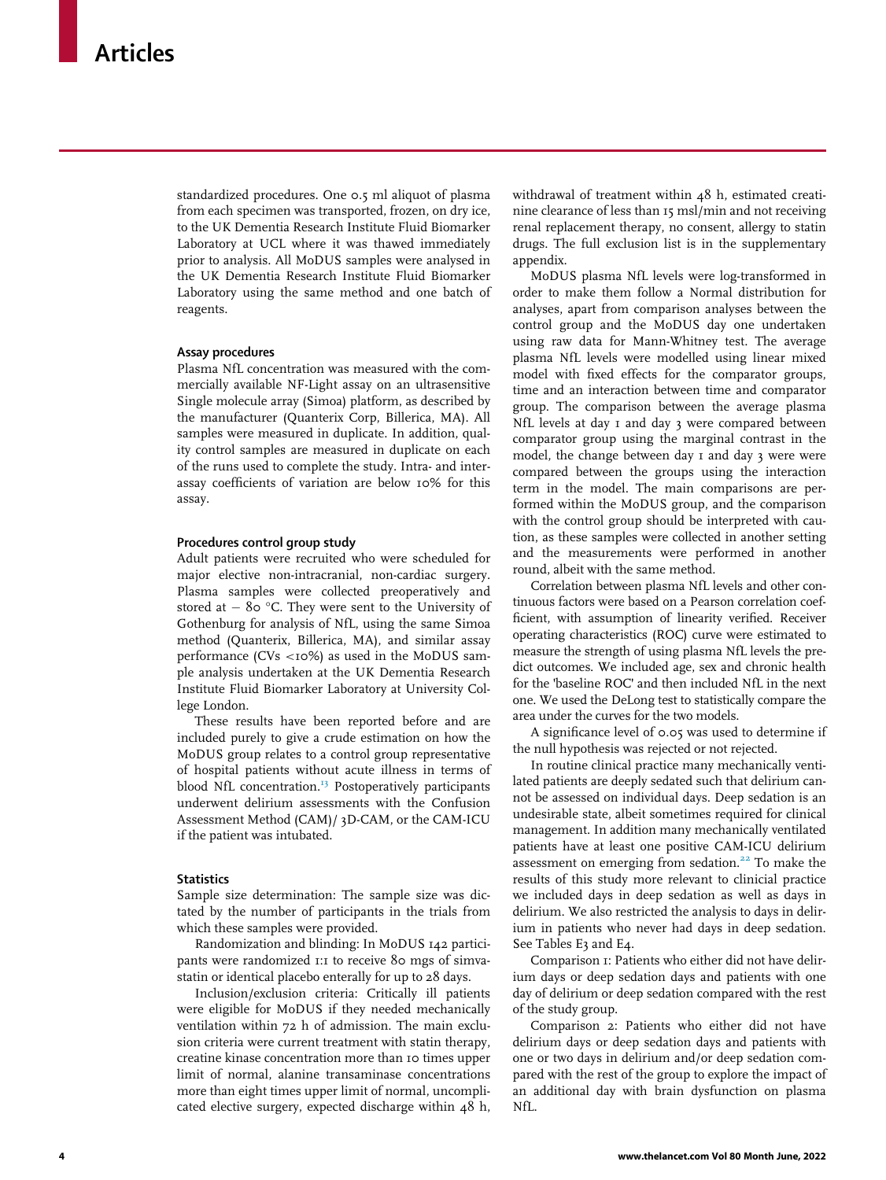standardized procedures. One 0.5 ml aliquot of plasma from each specimen was transported, frozen, on dry ice, to the UK Dementia Research Institute Fluid Biomarker Laboratory at UCL where it was thawed immediately prior to analysis. All MoDUS samples were analysed in the UK Dementia Research Institute Fluid Biomarker Laboratory using the same method and one batch of reagents.

### Assay procedures

Plasma NfL concentration was measured with the commercially available NF-Light assay on an ultrasensitive Single molecule array (Simoa) platform, as described by the manufacturer (Quanterix Corp, Billerica, MA). All samples were measured in duplicate. In addition, quality control samples are measured in duplicate on each of the runs used to complete the study. Intra- and inter-assay coefficients of variation are below 10% for this assay.

### Procedures control group study

Adult patients were recruited who were scheduled for major elective non-intracranial, non-cardiac surgery. Plasma samples were collected preoperatively and stored at − 80 °C. They were sent to the University of Gothenburg for analysis of NfL, using the same Simoa method (Quanterix, Billerica, MA), and similar assay performance (CVs <10%) as used in the MoDUS sample analysis undertaken at the UK Dementia Research Institute Fluid Biomarker Laboratory at University College London.

These results have been reported before and are included purely to give a crude estimation on how the MoDUS group relates to a control group representative of hospital patients without acute illness in terms of blood NfL concentration.[13] Postoperatively participants underwent delirium assessments with the Confusion Assessment Method (CAM)/ 3D-CAM, or the CAM-ICU if the patient was intubated.

### Statistics

Sample size determination: The sample size was dictated by the number of participants in the trials from which these samples were provided.

Randomization and blinding: In MoDUS 142 participants were randomized 1:1 to receive 80 mgs of simvastatin or identical placebo enterally for up to 28 days.

Inclusion/exclusion criteria: Critically ill patients were eligible for MoDUS if they needed mechanically ventilation within 72 h of admission. The main exclusion criteria were current treatment with statin therapy, creatine kinase concentration more than 10 times upper limit of normal, alanine transaminase concentrations more than eight times upper limit of normal, uncomplicated elective surgery, expected discharge within 48 h, withdrawal of treatment within 48 h, estimated creatinine clearance of less than 15 msl/min and not receiving renal replacement therapy, no consent, allergy to statin drugs. The full exclusion list is in the supplementary appendix.

MoDUS plasma NfL levels were log-transformed in order to make them follow a Normal distribution for analyses, apart from comparison analyses between the control group and the MoDUS day one undertaken using raw data for Mann-Whitney test. The average plasma NfL levels were modelled using linear mixed model with fixed effects for the comparator groups, time and an interaction between time and comparator group. The comparison between the average plasma NfL levels at day 1 and day 3 were compared between comparator group using the marginal contrast in the model, the change between day 1 and day 3 were were compared between the groups using the interaction term in the model. The main comparisons are performed within the MoDUS group, and the comparison with the control group should be interpreted with caution, as these samples were collected in another setting and the measurements were performed in another round, albeit with the same method.

Correlation between plasma NfL levels and other continuous factors were based on a Pearson correlation coefficient, with assumption of linearity verified. Receiver operating characteristics (ROC) curve were estimated to measure the strength of using plasma NfL levels the predict outcomes. We included age, sex and chronic health for the 'baseline ROC' and then included NfL in the next one. We used the DeLong test to statistically compare the area under the curves for the two models.

A significance level of 0.05 was used to determine if the null hypothesis was rejected or not rejected.

In routine clinical practice many mechanically ventilated patients are deeply sedated such that delirium cannot be assessed on individual days. Deep sedation is an undesirable state, albeit sometimes required for clinical management. In addition many mechanically ventilated patients have at least one positive CAM-ICU delirium assessment on emerging from sedation.[22] To make the results of this study more relevant to clinicial practice we included days in deep sedation as well as days in delirium. We also restricted the analysis to days in delirium in patients who never had days in deep sedation. See Tables E3 and E4.

Comparison 1: Patients who either did not have delirium days or deep sedation days and patients with one day of delirium or deep sedation compared with the rest of the study group.

Comparison 2: Patients who either did not have delirium days or deep sedation days and patients with one or two days in delirium and/or deep sedation compared with the rest of the group to explore the impact of an additional day with brain dysfunction on plasma NfL.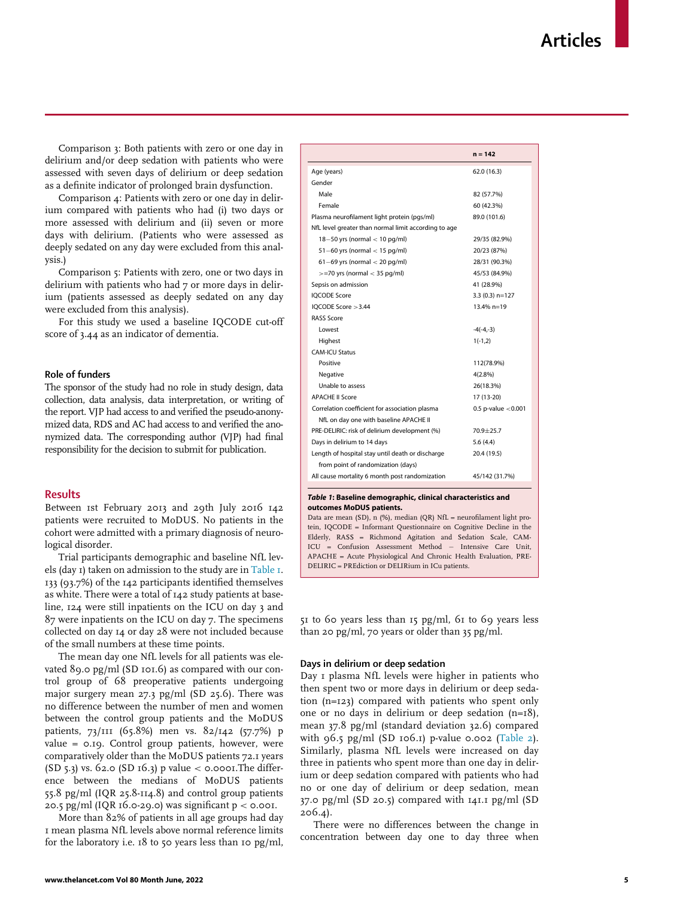Comparison 3: Both patients with zero or one day in delirium and/or deep sedation with patients who were assessed with seven days of delirium or deep sedation as a definite indicator of prolonged brain dysfunction.

Comparison 4: Patients with zero or one day in delirium compared with patients who had (i) two days or more assessed with delirium and (ii) seven or more days with delirium. (Patients who were assessed as deeply sedated on any day were excluded from this analysis.)

Comparison 5: Patients with zero, one or two days in delirium with patients who had 7 or more days in delirium (patients assessed as deeply sedated on any day were excluded from this analysis).

For this study we used a baseline IQCODE cut-off score of 3.44 as an indicator of dementia.

### Role of funders

The sponsor of the study had no role in study design, data collection, data analysis, data interpretation, or writing of the report. VJP had access to and verified the pseudo-anonymized data, RDS and AC had access to and verified the anonymized data. The corresponding author (VJP) had final responsibility for the decision to submit for publication.

## Results

Between 1st February 2013 and 29th July 2016 142 patients were recruited to MoDUS. No patients in the cohort were admitted with a primary diagnosis of neurological disorder.

Trial participants demographic and baseline NfL levels (day 1) taken on admission to the study are in Table 1. 133 (93.7%) of the 142 participants identified themselves as white. There were a total of 142 study patients at baseline, 124 were still inpatients on the ICU on day 3 and 87 were inpatients on the ICU on day 7. The specimens collected on day 14 or day 28 were not included because of the small numbers at these time points.

The mean day one NfL levels for all patients was elevated 89.0 pg/ml (SD 101.6) as compared with our control group of 68 preoperative patients undergoing major surgery mean 27.3 pg/ml (SD 25.6). There was no difference between the number of men and women between the control group patients and the MoDUS patients, 73/111 (65.8%) men vs. 82/142 (57.7%) p value = 0.19. Control group patients, however, were comparatively older than the MoDUS patients 72.1 years (SD 5.3) vs. 62.0 (SD 16.3) p value < 0.0001.The difference between the medians of MoDUS patients 55.8 pg/ml (IQR 25.8-114.8) and control group patients 20.5 pg/ml (IQR 16.0-29.0) was significant p < 0.001.

More than 82% of patients in all age groups had day 1 mean plasma NfL levels above normal reference limits for the laboratory i.e. 18 to 50 years less than 10 pg/ml, 51 to 60 years less than 15 pg/ml, 61 to 69 years less than 20 pg/ml, 70 years or older than 35 pg/ml.

| | n = 142 |
|---|---|
| Age (years) | 62.0 (16.3) |
| Gender | |
| Male | 82 (57.7%) |
| Female | 60 (42.3%) |
| Plasma neurofilament light protein (pgs/ml) | 89.0 (101.6) |
| NfL level greater than normal limit according to age | |
| 18−50 yrs (normal < 10 pg/ml) | 29/35 (82.9%) |
| 51−60 yrs (normal < 15 pg/ml) | 20/23 (87%) |
| 61−69 yrs (normal < 20 pg/ml) | 28/31 (90.3%) |
| >=70 yrs (normal < 35 pg/ml) | 45/53 (84.9%) |
| Sepsis on admission | 41 (28.9%) |
| IQCODE Score | 3.3 (0.3) n=127 |
| IQCODE Score >3.44 | 13.4% n=19 |
| RASS Score | |
| Lowest | -4(-4,-3) |
| Highest | 1(-1,2) |
| CAM-ICU Status | |
| Positive | 112(78.9%) |
| Negative | 4(2.8%) |
| Unable to assess | 26(18.3%) |
| APACHE II Score | 17 (13-20) |
| Correlation coefficient for association plasma NfL on day one with baseline APACHE II | 0.5 p-value <0.001 |
| PRE-DELIRIC: risk of delirium development (%) | 70.9±25.7 |
| Days in delirium to 14 days | 5.6 (4.4) |
| Length of hospital stay until death or discharge from point of randomization (days) | 20.4 (19.5) |
| All cause mortality 6 month post randomization | 45/142 (31.7%) |

***Table 1*: Baseline demographic, clinical characteristics and outcomes MoDUS patients.**
Data are mean (SD), n (%), median (QR) NfL = neurofilament light protein, IQCODE = Informant Questionnaire on Cognitive Decline in the Elderly, RASS = Richmond Agitation and Sedation Scale, CAM-ICU = Confusion Assessment Method − Intensive Care Unit, APACHE = Acute Physiological And Chronic Health Evaluation, PRE-DELIRIC = PREdiction or DELIRium in ICu patients.

### Days in delirium or deep sedation

Day 1 plasma NfL levels were higher in patients who then spent two or more days in delirium or deep sedation (n=123) compared with patients who spent only one or no days in delirium or deep sedation (n=18), mean 37.8 pg/ml (standard deviation 32.6) compared with 96.5 pg/ml (SD 106.1) p-value 0.002 (Table 2). Similarly, plasma NfL levels were increased on day three in patients who spent more than one day in delirium or deep sedation compared with patients who had no or one day of delirium or deep sedation, mean 37.0 pg/ml (SD 20.5) compared with 141.1 pg/ml (SD 206.4).

There were no differences between the change in concentration between day one to day three when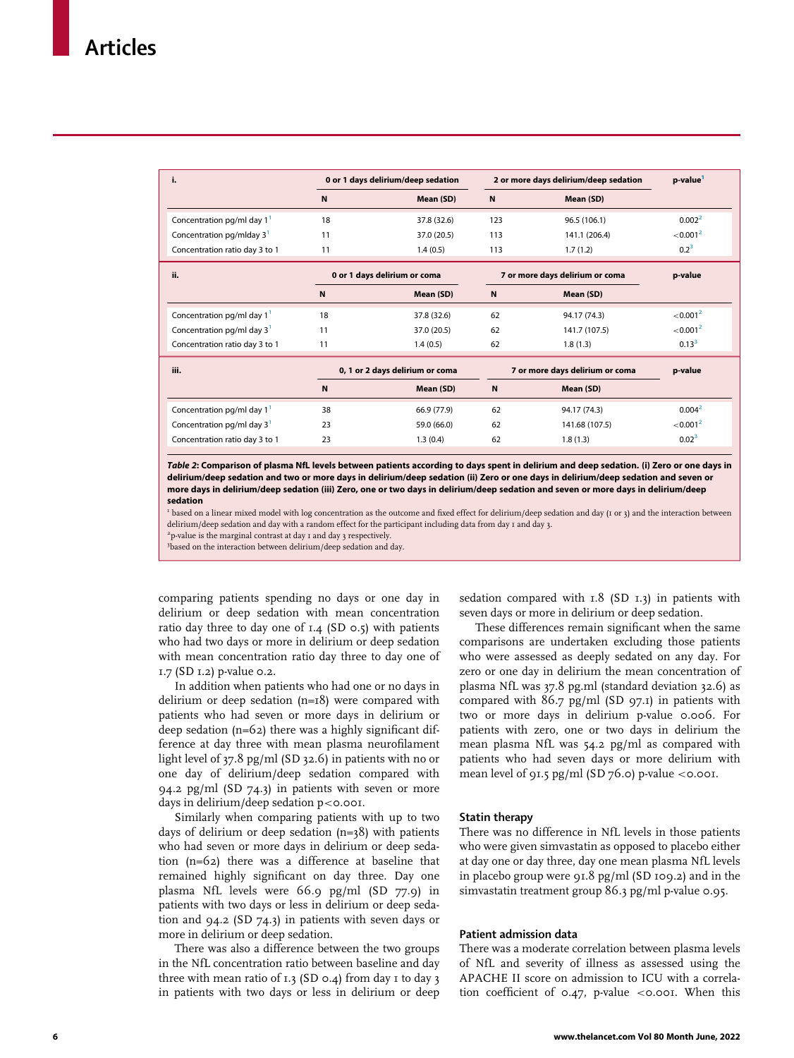| i. | 0 or 1 days delirium/deep sedation | | 2 or more days delirium/deep sedation | | p-value[1] |
|---|---|---|---|---|---|
| | N | Mean (SD) | N | Mean (SD) | |
| Concentration pg/ml day 1[1] | 18 | 37.8 (32.6) | 123 | 96.5 (106.1) | 0.002[2] |
| Concentration pg/mlday 3[1] | 11 | 37.0 (20.5) | 113 | 141.1 (206.4) | <0.001[2] |
| Concentration ratio day 3 to 1 | 11 | 1.4 (0.5) | 113 | 1.7 (1.2) | 0.2[3] |

| ii. | 0 or 1 days delirium or coma | | 7 or more days delirium or coma | | p-value |
|---|---|---|---|---|---|
| | N | Mean (SD) | N | Mean (SD) | |
| Concentration pg/ml day 1[1] | 18 | 37.8 (32.6) | 62 | 94.17 (74.3) | <0.001[2] |
| Concentration pg/ml day 3[1] | 11 | 37.0 (20.5) | 62 | 141.7 (107.5) | <0.001[2] |
| Concentration ratio day 3 to 1 | 11 | 1.4 (0.5) | 62 | 1.8 (1.3) | 0.13[3] |

| iii. | 0, 1 or 2 days delirium or coma | | 7 or more days delirium or coma | | p-value |
|---|---|---|---|---|---|
| | N | Mean (SD) | N | Mean (SD) | |
| Concentration pg/ml day 1[1] | 38 | 66.9 (77.9) | 62 | 94.17 (74.3) | 0.004[2] |
| Concentration pg/ml day 3[1] | 23 | 59.0 (66.0) | 62 | 141.68 (107.5) | <0.001[2] |
| Concentration ratio day 3 to 1 | 23 | 1.3 (0.4) | 62 | 1.8 (1.3) | 0.02[3] |

***Table 2*: Comparison of plasma NfL levels between patients according to days spent in delirium and deep sedation. (i) Zero or one days in delirium/deep sedation and two or more days in delirium/deep sedation (ii) Zero or one days in delirium/deep sedation and seven or more days in delirium/deep sedation (iii) Zero, one or two days in delirium/deep sedation and seven or more days in delirium/deep sedation**

[1] based on a linear mixed model with log concentration as the outcome and fixed effect for delirium/deep sedation and day (1 or 3) and the interaction between delirium/deep sedation and day with a random effect for the participant including data from day 1 and day 3.

[2] p-value is the marginal contrast at day 1 and day 3 respectively.

[3] based on the interaction between delirium/deep sedation and day.

comparing patients spending no days or one day in delirium or deep sedation with mean concentration ratio day three to day one of 1.4 (SD 0.5) with patients who had two days or more in delirium or deep sedation with mean concentration ratio day three to day one of 1.7 (SD 1.2) p-value 0.2.

In addition when patients who had one or no days in delirium or deep sedation (n=18) were compared with patients who had seven or more days in delirium or deep sedation (n=62) there was a highly significant difference at day three with mean plasma neurofilament light level of 37.8 pg/ml (SD 32.6) in patients with no or one day of delirium/deep sedation compared with 94.2 pg/ml (SD 74.3) in patients with seven or more days in delirium/deep sedation p<0.001.

Similarly when comparing patients with up to two days of delirium or deep sedation (n=38) with patients who had seven or more days in delirium or deep sedation (n=62) there was a difference at baseline that remained highly significant on day three. Day one plasma NfL levels were 66.9 pg/ml (SD 77.9) in patients with two days or less in delirium or deep sedation and 94.2 (SD 74.3) in patients with seven days or more in delirium or deep sedation.

There was also a difference between the two groups in the NfL concentration ratio between baseline and day three with mean ratio of 1.3 (SD 0.4) from day 1 to day 3 in patients with two days or less in delirium or deep sedation compared with 1.8 (SD 1.3) in patients with seven days or more in delirium or deep sedation.

These differences remain significant when the same comparisons are undertaken excluding those patients who were assessed as deeply sedated on any day. For zero or one day in delirium the mean concentration of plasma NfL was 37.8 pg.ml (standard deviation 32.6) as compared with 86.7 pg/ml (SD 97.1) in patients with two or more days in delirium p-value 0.006. For patients with zero, one or two days in delirium the mean plasma NfL was 54.2 pg/ml as compared with patients who had seven days or more delirium with mean level of 91.5 pg/ml (SD 76.0) p-value <0.001.

### Statin therapy

There was no difference in NfL levels in those patients who were given simvastatin as opposed to placebo either at day one or day three, day one mean plasma NfL levels in placebo group were 91.8 pg/ml (SD 109.2) and in the simvastatin treatment group 86.3 pg/ml p-value 0.95.

### Patient admission data

There was a moderate correlation between plasma levels of NfL and severity of illness as assessed using the APACHE II score on admission to ICU with a correlation coefficient of 0.47, p-value <0.001. When this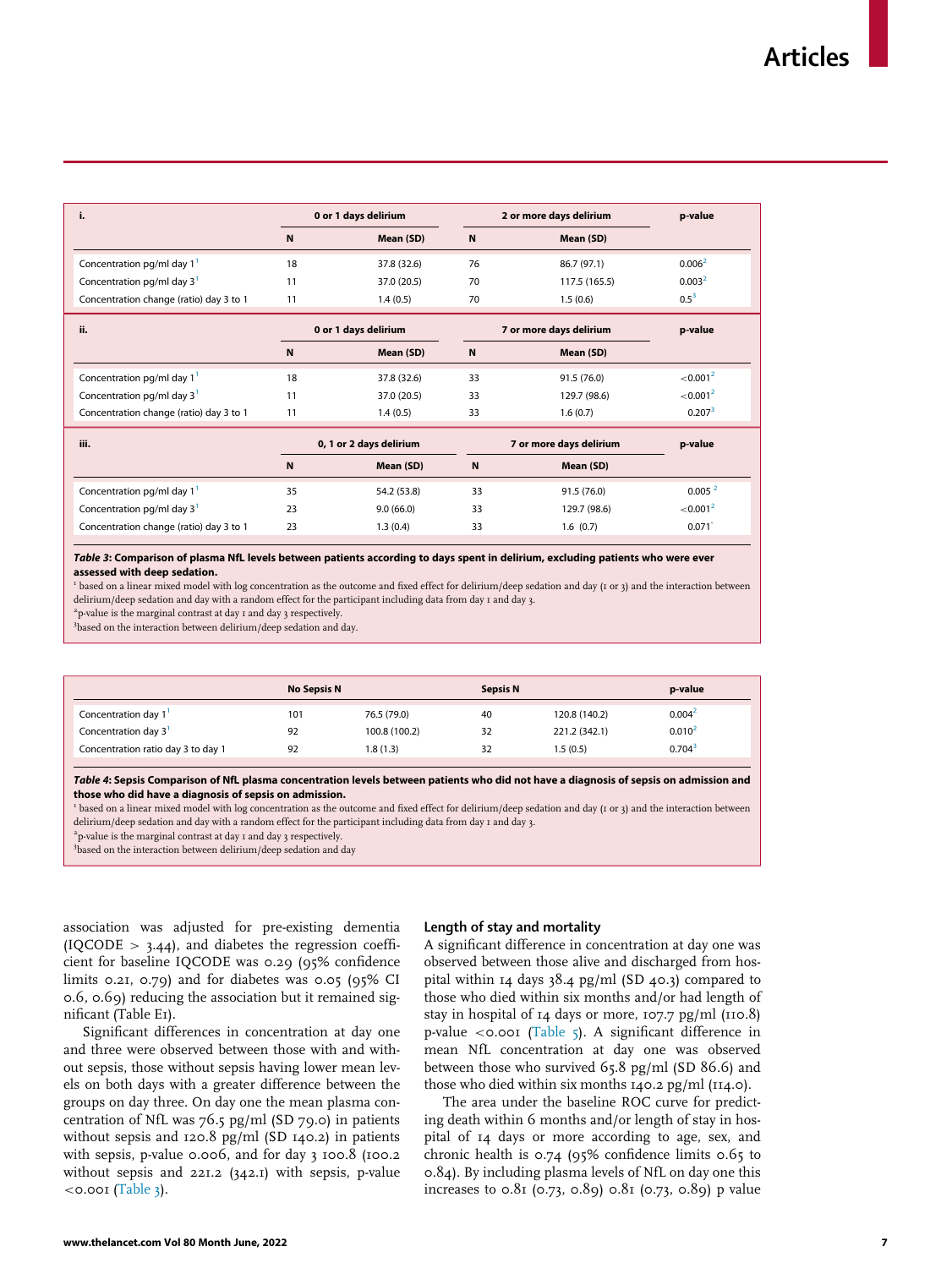| i. | 0 or 1 days delirium | | 2 or more days delirium | | p-value |
|---|---|---|---|---|---|
| | N | Mean (SD) | N | Mean (SD) | |
| Concentration pg/ml day 1[1] | 18 | 37.8 (32.6) | 76 | 86.7 (97.1) | 0.006[2] |
| Concentration pg/ml day 3[1] | 11 | 37.0 (20.5) | 70 | 117.5 (165.5) | 0.003[2] |
| Concentration change (ratio) day 3 to 1 | 11 | 1.4 (0.5) | 70 | 1.5 (0.6) | 0.5[3] |

| ii. | 0 or 1 days delirium | | 7 or more days delirium | | p-value |
|---|---|---|---|---|---|
| | N | Mean (SD) | N | Mean (SD) | |
| Concentration pg/ml day 1[1] | 18 | 37.8 (32.6) | 33 | 91.5 (76.0) | <0.001[2] |
| Concentration pg/ml day 3[1] | 11 | 37.0 (20.5) | 33 | 129.7 (98.6) | <0.001[2] |
| Concentration change (ratio) day 3 to 1 | 11 | 1.4 (0.5) | 33 | 1.6 (0.7) | 0.207[3] |

| iii. | 0, 1 or 2 days delirium | | 7 or more days delirium | | p-value |
|---|---|---|---|---|---|
| | N | Mean (SD) | N | Mean (SD) | |
| Concentration pg/ml day 1[1] | 35 | 54.2 (53.8) | 33 | 91.5 (76.0) | 0.005[2] |
| Concentration pg/ml day 3[1] | 23 | 9.0 (66.0) | 33 | 129.7 (98.6) | <0.001[2] |
| Concentration change (ratio) day 3 to 1 | 23 | 1.3 (0.4) | 33 | 1.6 (0.7) | 0.071 |

***Table 3*: Comparison of plasma NfL levels between patients according to days spent in delirium, excluding patients who were ever assessed with deep sedation.**

[1] based on a linear mixed model with log concentration as the outcome and fixed effect for delirium/deep sedation and day (1 or 3) and the interaction between delirium/deep sedation and day with a random effect for the participant including data from day 1 and day 3.

[2] p-value is the marginal contrast at day 1 and day 3 respectively.

[3] based on the interaction between delirium/deep sedation and day.

| | No Sepsis N | | Sepsis N | | p-value |
|---|---|---|---|---|---|
| Concentration day 1[1] | 101 | 76.5 (79.0) | 40 | 120.8 (140.2) | 0.004[2] |
| Concentration day 3[1] | 92 | 100.8 (100.2) | 32 | 221.2 (342.1) | 0.010[2] |
| Concentration ratio day 3 to day 1 | 92 | 1.8 (1.3) | 32 | 1.5 (0.5) | 0.704[3] |

***Table 4*: Sepsis Comparison of NfL plasma concentration levels between patients who did not have a diagnosis of sepsis on admission and those who did have a diagnosis of sepsis on admission.**

[1] based on a linear mixed model with log concentration as the outcome and fixed effect for delirium/deep sedation and day (1 or 3) and the interaction between delirium/deep sedation and day with a random effect for the participant including data from day 1 and day 3.

[2] p-value is the marginal contrast at day 1 and day 3 respectively.

[3] based on the interaction between delirium/deep sedation and day

association was adjusted for pre-existing dementia (IQCODE > 3.44), and diabetes the regression coefficient for baseline IQCODE was 0.29 (95% confidence limits 0.21, 0.79) and for diabetes was 0.05 (95% CI 0.6, 0.69) reducing the association but it remained significant (Table E1).

Significant differences in concentration at day one and three were observed between those with and without sepsis, those without sepsis having lower mean levels on both days with a greater difference between the groups on day three. On day one the mean plasma concentration of NfL was 76.5 pg/ml (SD 79.0) in patients without sepsis and 120.8 pg/ml (SD 140.2) in patients with sepsis, p-value 0.006, and for day 3 100.8 (100.2 without sepsis and 221.2 (342.1) with sepsis, p-value <0.001 (Table 3).

### Length of stay and mortality

A significant difference in concentration at day one was observed between those alive and discharged from hospital within 14 days 38.4 pg/ml (SD 40.3) compared to those who died within six months and/or had length of stay in hospital of 14 days or more, 107.7 pg/ml (110.8) p-value <0.001 (Table 5). A significant difference in mean NfL concentration at day one was observed between those who survived 65.8 pg/ml (SD 86.6) and those who died within six months 140.2 pg/ml (114.0).

The area under the baseline ROC curve for predicting death within 6 months and/or length of stay in hospital of 14 days or more according to age, sex, and chronic health is 0.74 (95% confidence limits 0.65 to 0.84). By including plasma levels of NfL on day one this increases to 0.81 (0.73, 0.89) 0.81 (0.73, 0.89) p value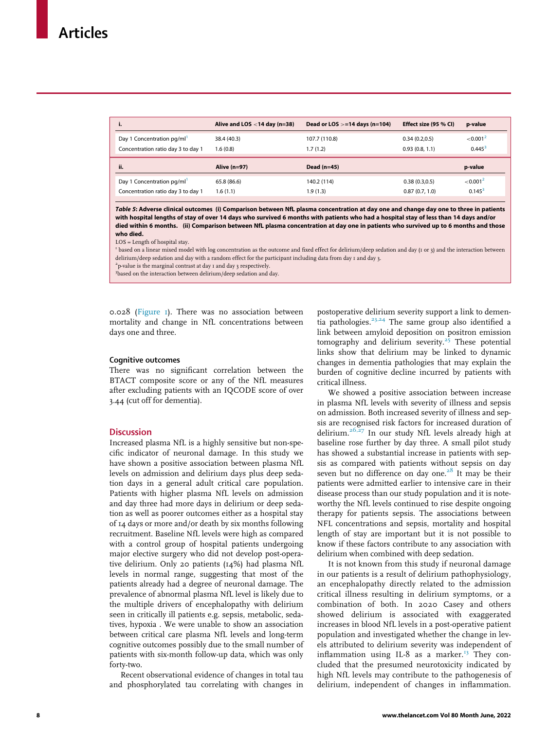| i. | Alive and LOS <14 day (n=38) | Dead or LOS >=14 days (n=104) | Effect size (95 % CI) | p-value |
|---|---|---|---|---|
| Day 1 Concentration pg/ml[1] | 38.4 (40.3) | 107.7 (110.8) | 0.34 (0.2,0.5) | <0.001[2] |
| Concentration ratio day 3 to day 1 | 1.6 (0.8) | 1.7 (1.2) | 0.93 (0.8, 1.1) | 0.445[3] |
| **ii.** | **Alive (n=97)** | **Dead (n=45)** | | **p-value** |
| Day 1 Concentration pg/ml[1] | 65.8 (86.6) | 140.2 (114) | 0.38 (0.3,0.5) | <0.001[2] |
| Concentration ratio day 3 to day 1 | 1.6 (1.1) | 1.9 (1.3) | 0.87 (0.7, 1.0) | 0.145[3] |

***Table 5*: Adverse clinical outcomes (i) Comparison between NfL plasma concentration at day one and change day one to three in patients with hospital lengths of stay of over 14 days who survived 6 months with patients who had a hospital stay of less than 14 days and/or died within 6 months. (ii) Comparison between NfL plasma concentration at day one in patients who survived up to 6 months and those who died.**

LOS = Length of hospital stay.

[1] based on a linear mixed model with log concentration as the outcome and fixed effect for delirium/deep sedation and day (1 or 3) and the interaction between delirium/deep sedation and day with a random effect for the participant including data from day 1 and day 3.

[2] p-value is the marginal contrast at day 1 and day 3 respectively.

[3] based on the interaction between delirium/deep sedation and day.

0.028 (Figure 1). There was no association between mortality and change in NfL concentrations between days one and three.

### Cognitive outcomes

There was no significant correlation between the BTACT composite score or any of the NfL measures after excluding patients with an IQCODE score of over 3.44 (cut off for dementia).

## Discussion

Increased plasma NfL is a highly sensitive but non-specific indicator of neuronal damage. In this study we have shown a positive association between plasma NfL levels on admission and delirium days plus deep sedation days in a general adult critical care population. Patients with higher plasma NfL levels on admission and day three had more days in delirium or deep sedation as well as poorer outcomes either as a hospital stay of 14 days or more and/or death by six months following recruitment. Baseline NfL levels were high as compared with a control group of hospital patients undergoing major elective surgery who did not develop post-operative delirium. Only 20 patients (14%) had plasma NfL levels in normal range, suggesting that most of the patients already had a degree of neuronal damage. The prevalence of abnormal plasma NfL level is likely due to the multiple drivers of encephalopathy with delirium seen in critically ill patients e.g. sepsis, metabolic, sedatives, hypoxia . We were unable to show an association between critical care plasma NfL levels and long-term cognitive outcomes possibly due to the small number of patients with six-month follow-up data, which was only forty-two.

Recent observational evidence of changes in total tau and phosphorylated tau correlating with changes in postoperative delirium severity support a link to dementia pathologies.[23,24] The same group also identified a link between amyloid deposition on positron emission tomography and delirium severity.[25] These potential links show that delirium may be linked to dynamic changes in dementia pathologies that may explain the burden of cognitive decline incurred by patients with critical illness.

We showed a positive association between increase in plasma NfL levels with severity of illness and sepsis on admission. Both increased severity of illness and sepsis are recognised risk factors for increased duration of delirium.[26,27] In our study NfL levels already high at baseline rose further by day three. A small pilot study has showed a substantial increase in patients with sepsis as compared with patients without sepsis on day seven but no difference on day one.[28] It may be their patients were admitted earlier to intensive care in their disease process than our study population and it is noteworthy the NfL levels continued to rise despite ongoing therapy for patients sepsis. The associations between NFL concentrations and sepsis, mortality and hospital length of stay are important but it is not possible to know if these factors contribute to any association with delirium when combined with deep sedation.

It is not known from this study if neuronal damage in our patients is a result of delirium pathophysiology, an encephalopathy directly related to the admission critical illness resulting in delirium symptoms, or a combination of both. In 2020 Casey and others showed delirium is associated with exaggerated increases in blood NfL levels in a post-operative patient population and investigated whether the change in levels attributed to delirium severity was independent of inflammation using IL-8 as a marker.[13] They concluded that the presumed neurotoxicity indicated by high NfL levels may contribute to the pathogenesis of delirium, independent of changes in inflammation.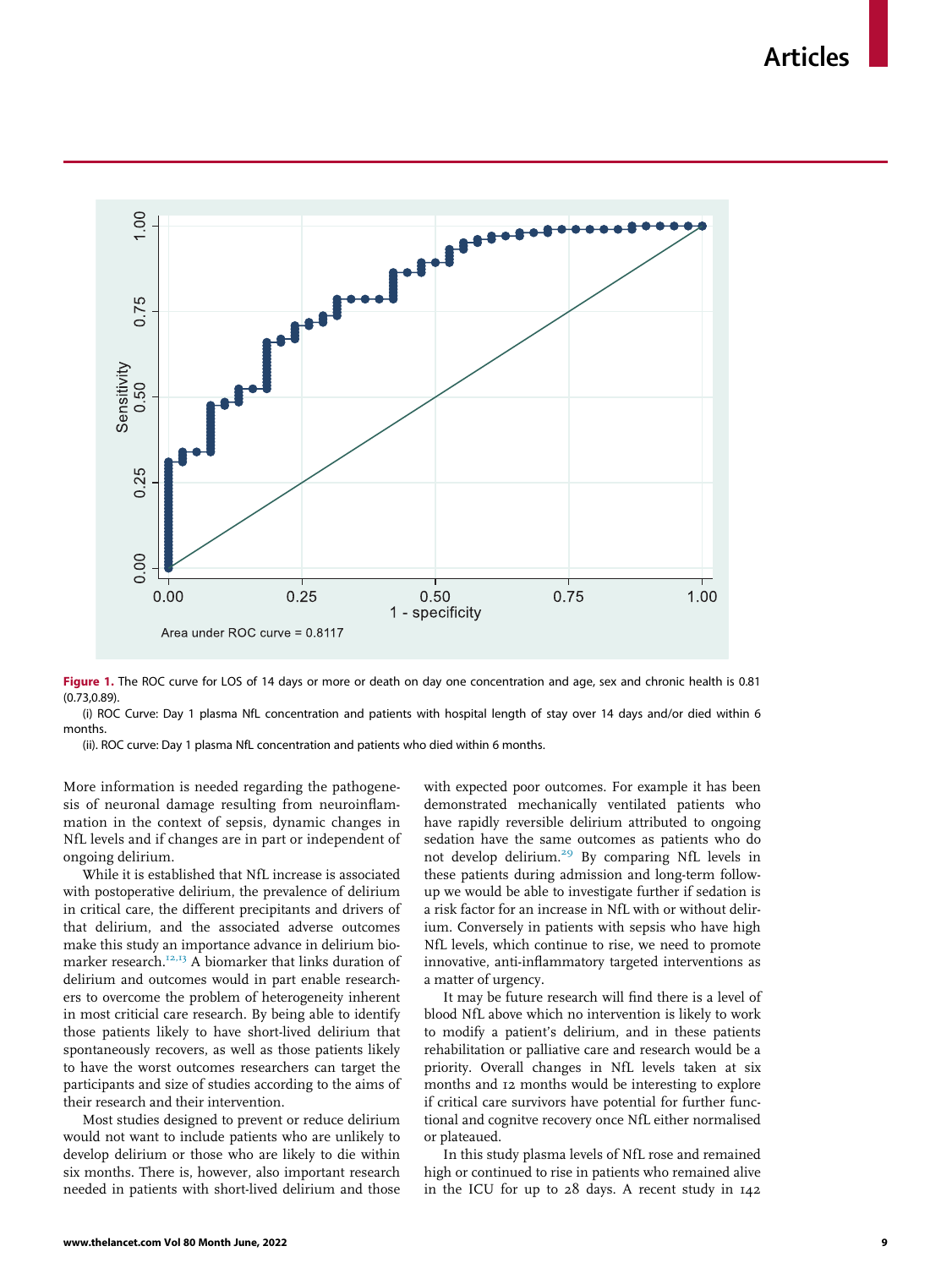Area under ROC curve = 0.8117

**Figure 1.** The ROC curve for LOS of 14 days or more or death on day one concentration and age, sex and chronic health is 0.81 (0.73,0.89).

(i) ROC Curve: Day 1 plasma NfL concentration and patients with hospital length of stay over 14 days and/or died within 6 months.

(ii). ROC curve: Day 1 plasma NfL concentration and patients who died within 6 months.

More information is needed regarding the pathogenesis of neuronal damage resulting from neuroinflammation in the context of sepsis, dynamic changes in NfL levels and if changes are in part or independent of ongoing delirium.

While it is established that NfL increase is associated with postoperative delirium, the prevalence of delirium in critical care, the different precipitants and drivers of that delirium, and the associated adverse outcomes make this study an importance advance in delirium biomarker research.[12,13] A biomarker that links duration of delirium and outcomes would in part enable researchers to overcome the problem of heterogeneity inherent in most criticial care research. By being able to identify those patients likely to have short-lived delirium that spontaneously recovers, as well as those patients likely to have the worst outcomes researchers can target the participants and size of studies according to the aims of their research and their intervention.

Most studies designed to prevent or reduce delirium would not want to include patients who are unlikely to develop delirium or those who are likely to die within six months. There is, however, also important research needed in patients with short-lived delirium and those with expected poor outcomes. For example it has been demonstrated mechanically ventilated patients who have rapidly reversible delirium attributed to ongoing sedation have the same outcomes as patients who do not develop delirium.[29] By comparing NfL levels in these patients during admission and long-term follow-up we would be able to investigate further if sedation is a risk factor for an increase in NfL with or without delirium. Conversely in patients with sepsis who have high NfL levels, which continue to rise, we need to promote innovative, anti-inflammatory targeted interventions as a matter of urgency.

It may be future research will find there is a level of blood NfL above which no intervention is likely to work to modify a patient's delirium, and in these patients rehabilitation or palliative care and research would be a priority. Overall changes in NfL levels taken at six months and 12 months would be interesting to explore if critical care survivors have potential for further functional and cognitve recovery once NfL either normalised or plateaued.

In this study plasma levels of NfL rose and remained high or continued to rise in patients who remained alive in the ICU for up to 28 days. A recent study in 142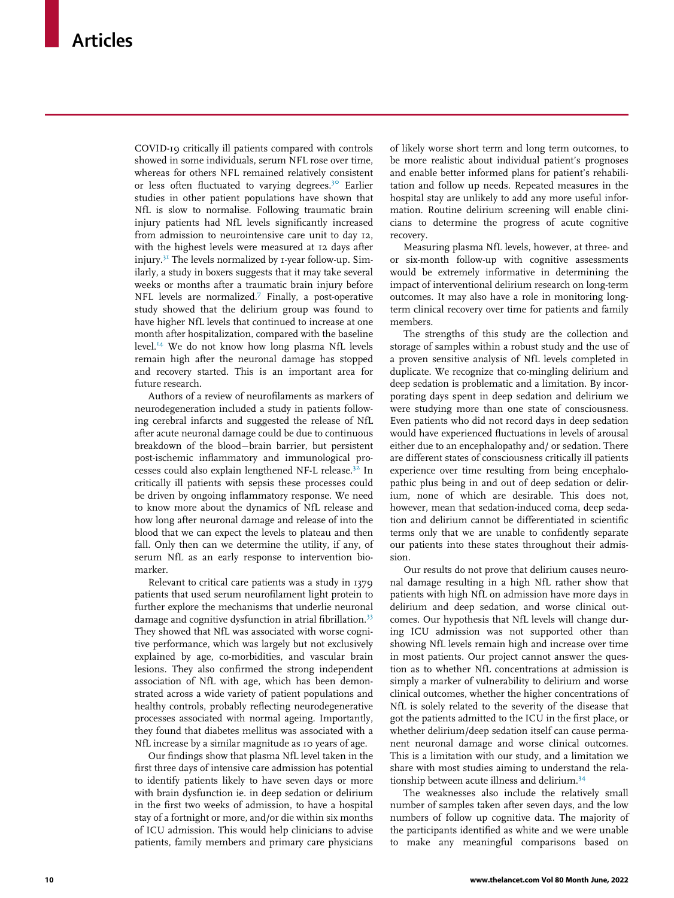COVID-19 critically ill patients compared with controls showed in some individuals, serum NFL rose over time, whereas for others NFL remained relatively consistent or less often fluctuated to varying degrees.[30] Earlier studies in other patient populations have shown that NfL is slow to normalise. Following traumatic brain injury patients had NfL levels significantly increased from admission to neurointensive care unit to day 12, with the highest levels were measured at 12 days after injury.[31] The levels normalized by 1-year follow-up. Similarly, a study in boxers suggests that it may take several weeks or months after a traumatic brain injury before NFL levels are normalized.[7] Finally, a post-operative study showed that the delirium group was found to have higher NfL levels that continued to increase at one month after hospitalization, compared with the baseline level.[14] We do not know how long plasma NfL levels remain high after the neuronal damage has stopped and recovery started. This is an important area for future research.

Authors of a review of neurofilaments as markers of neurodegeneration included a study in patients following cerebral infarcts and suggested the release of NfL after acute neuronal damage could be due to continuous breakdown of the blood−brain barrier, but persistent post-ischemic inflammatory and immunological processes could also explain lengthened NF-L release.[32] In critically ill patients with sepsis these processes could be driven by ongoing inflammatory response. We need to know more about the dynamics of NfL release and how long after neuronal damage and release of into the blood that we can expect the levels to plateau and then fall. Only then can we determine the utility, if any, of serum NfL as an early response to intervention biomarker.

Relevant to critical care patients was a study in 1379 patients that used serum neurofilament light protein to further explore the mechanisms that underlie neuronal damage and cognitive dysfunction in atrial fibrillation.[33] They showed that NfL was associated with worse cognitive performance, which was largely but not exclusively explained by age, co-morbidities, and vascular brain lesions. They also confirmed the strong independent association of NfL with age, which has been demonstrated across a wide variety of patient populations and healthy controls, probably reflecting neurodegenerative processes associated with normal ageing. Importantly, they found that diabetes mellitus was associated with a NfL increase by a similar magnitude as 10 years of age.

Our findings show that plasma NfL level taken in the first three days of intensive care admission has potential to identify patients likely to have seven days or more with brain dysfunction ie. in deep sedation or delirium in the first two weeks of admission, to have a hospital stay of a fortnight or more, and/or die within six months of ICU admission. This would help clinicians to advise patients, family members and primary care physicians of likely worse short term and long term outcomes, to be more realistic about individual patient's prognoses and enable better informed plans for patient's rehabilitation and follow up needs. Repeated measures in the hospital stay are unlikely to add any more useful information. Routine delirium screening will enable clinicians to determine the progress of acute cognitive recovery.

Measuring plasma NfL levels, however, at three- and or six-month follow-up with cognitive assessments would be extremely informative in determining the impact of interventional delirium research on long-term outcomes. It may also have a role in monitoring long-term clinical recovery over time for patients and family members.

The strengths of this study are the collection and storage of samples within a robust study and the use of a proven sensitive analysis of NfL levels completed in duplicate. We recognize that co-mingling delirium and deep sedation is problematic and a limitation. By incorporating days spent in deep sedation and delirium we were studying more than one state of consciousness. Even patients who did not record days in deep sedation would have experienced fluctuations in levels of arousal either due to an encephalopathy and/ or sedation. There are different states of consciousness critically ill patients experience over time resulting from being encephalopathic plus being in and out of deep sedation or delirium, none of which are desirable. This does not, however, mean that sedation-induced coma, deep sedation and delirium cannot be differentiated in scientific terms only that we are unable to confidently separate our patients into these states throughout their admission.

Our results do not prove that delirium causes neuronal damage resulting in a high NfL rather show that patients with high NfL on admission have more days in delirium and deep sedation, and worse clinical outcomes. Our hypothesis that NfL levels will change during ICU admission was not supported other than showing NfL levels remain high and increase over time in most patients. Our project cannot answer the question as to whether NfL concentrations at admission is simply a marker of vulnerability to delirium and worse clinical outcomes, whether the higher concentrations of NfL is solely related to the severity of the disease that got the patients admitted to the ICU in the first place, or whether delirium/deep sedation itself can cause permanent neuronal damage and worse clinical outcomes. This is a limitation with our study, and a limitation we share with most studies aiming to understand the relationship between acute illness and delirium.[34]

The weaknesses also include the relatively small number of samples taken after seven days, and the low numbers of follow up cognitive data. The majority of the participants identified as white and we were unable to make any meaningful comparisons based on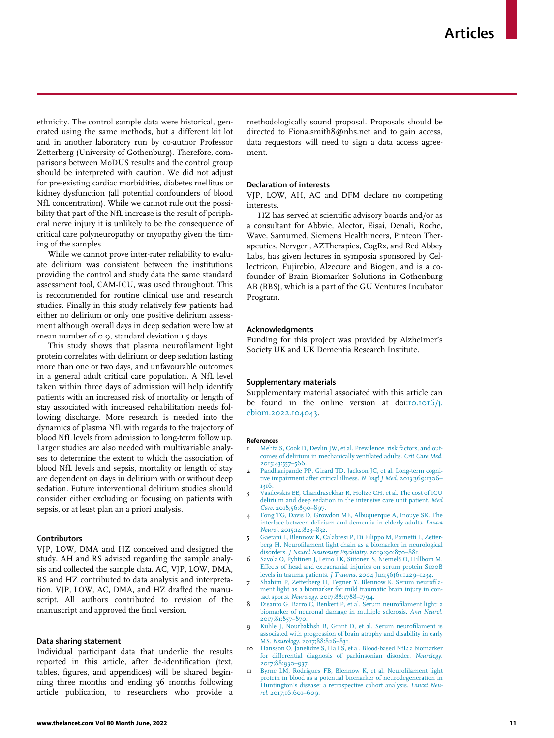ethnicity. The control sample data were historical, generated using the same methods, but a different kit lot and in another laboratory run by co-author Professor Zetterberg (University of Gothenburg). Therefore, comparisons between MoDUS results and the control group should be interpreted with caution. We did not adjust for pre-existing cardiac morbidities, diabetes mellitus or kidney dysfunction (all potential confounders of blood NfL concentration). While we cannot rule out the possibility that part of the NfL increase is the result of peripheral nerve injury it is unlikely to be the consequence of critical care polyneuropathy or myopathy given the timing of the samples.

While we cannot prove inter-rater reliability to evaluate delirium was consistent between the institutions providing the control and study data the same standard assessment tool, CAM-ICU, was used throughout. This is recommended for routine clinical use and research studies. Finally in this study relatively few patients had either no delirium or only one positive delirium assessment although overall days in deep sedation were low at mean number of 0.9, standard deviation 1.5 days.

This study shows that plasma neurofilament light protein correlates with delirium or deep sedation lasting more than one or two days, and unfavourable outcomes in a general adult critical care population. A NfL level taken within three days of admission will help identify patients with an increased risk of mortality or length of stay associated with increased rehabilitation needs following discharge. More research is needed into the dynamics of plasma NfL with regards to the trajectory of blood NfL levels from admission to long-term follow up. Larger studies are also needed with multivariable analyses to determine the extent to which the association of blood NfL levels and sepsis, mortality or length of stay are dependent on days in delirium with or without deep sedation. Future interventional delirium studies should consider either excluding or focusing on patients with sepsis, or at least plan an a priori analysis.

### Contributors

VJP, LOW, DMA and HZ conceived and designed the study. AH and RS advised regarding the sample analysis and collected the sample data. AC, VJP, LOW, DMA, RS and HZ contributed to data analysis and interpretation. VJP, LOW, AC, DMA, and HZ drafted the manuscript. All authors contributed to revision of the manuscript and approved the final version.

### Data sharing statement

Individual participant data that underlie the results reported in this article, after de-identification (text, tables, figures, and appendices) will be shared beginning three months and ending 36 months following article publication, to researchers who provide a methodologically sound proposal. Proposals should be directed to Fiona.smith8@nhs.net and to gain access, data requestors will need to sign a data access agreement.

### Declaration of interests

VJP, LOW, AH, AC and DFM declare no competing interests.

HZ has served at scientific advisory boards and/or as a consultant for Abbvie, Alector, Eisai, Denali, Roche, Wave, Samumed, Siemens Healthineers, Pinteon Therapeutics, Nervgen, AZTherapies, CogRx, and Red Abbey Labs, has given lectures in symposia sponsored by Cellectricon, Fujirebio, Alzecure and Biogen, and is a co-founder of Brain Biomarker Solutions in Gothenburg AB (BBS), which is a part of the GU Ventures Incubator Program.

### Acknowledgments

Funding for this project was provided by Alzheimer's Society UK and UK Dementia Research Institute.

### Supplementary materials

Supplementary material associated with this article can be found in the online version at doi:10.1016/j.ebiom.2022.104043.

#### References

1. Mehta S, Cook D, Devlin JW, et al. Prevalence, risk factors, and outcomes of delirium in mechanically ventilated adults. *Crit Care Med*. 2015;43:557–566.
2. Pandharipande PP, Girard TD, Jackson JC, et al. Long-term cognitive impairment after critical illness. *N Engl J Med*. 2013;369:1306–1316.
3. Vasilevskis EE, Chandrasekhar R, Holtze CH, et al. The cost of ICU delirium and deep sedation in the intensive care unit patient. *Med Care*. 2018;56:890–897.
4. Fong TG, Davis D, Growdon ME, Albuquerque A, Inouye SK. The interface between delirium and dementia in elderly adults. *Lancet Neurol*. 2015;14:823–832.
5. Gaetani L, Blennow K, Calabresi P, Di Filippo M, Parnetti L, Zetterberg H. Neurofilament light chain as a biomarker in neurological disorders. *J Neurol Neurosurg Psychiatry*. 2019;90:870–881.
6. Savola O, Pyhtinen J, Leino TK, Siitonen S, Niemelä O, Hillbom M. Effects of head and extracranial injuries on serum protein S100B levels in trauma patients. *J Trauma*. 2004 Jun;56(6):1229–1234.
7. Shahim P, Zetterberg H, Tegner Y, Blennow K. Serum neurofilament light as a biomarker for mild traumatic brain injury in contact sports. *Neurology*. 2017;88:1788–1794.
8. Disanto G, Barro C, Benkert P, et al. Serum neurofilament light: a biomarker of neuronal damage in multiple sclerosis. *Ann Neurol*. 2017;81:857–870.
9. Kuhle J, Nourbakhsh B, Grant D, et al. Serum neurofilament is associated with progression of brain atrophy and disability in early MS. *Neurology*. 2017;88:826–831.
10. Hansson O, Janelidze S, Hall S, et al. Blood-based NfL: a biomarker for differential diagnosis of parkinsonian disorder. *Neurology*. 2017;88:930–937.
11. Byrne LM, Rodrigues FB, Blennow K, et al. Neurofilament light protein in blood as a potential biomarker of neurodegeneration in Huntington's disease: a retrospective cohort analysis. *Lancet Neurol*. 2017;16:601–609.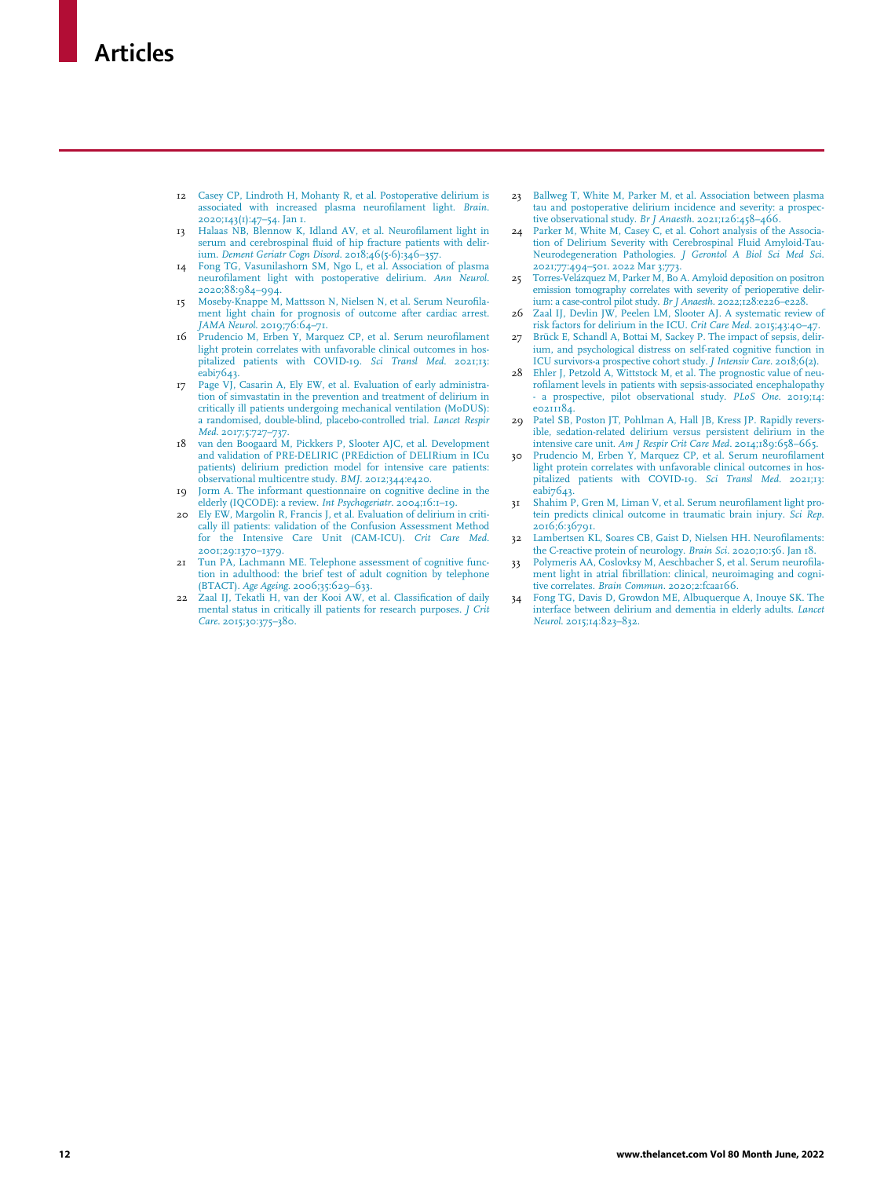12 Casey CP, Lindroth H, Mohanty R, et al. Postoperative delirium is associated with increased plasma neurofilament light. *Brain*. 2020;143(1):47–54. Jan 1.

13 Halaas NB, Blennow K, Idland AV, et al. Neurofilament light in serum and cerebrospinal fluid of hip fracture patients with delirium. *Dement Geriatr Cogn Disord*. 2018;46(5-6):346–357.

14 Fong TG, Vasunilashorn SM, Ngo L, et al. Association of plasma neurofilament light with postoperative delirium. *Ann Neurol*. 2020;88:984–994.

15 Moseby-Knappe M, Mattsson N, Nielsen N, et al. Serum Neurofilament light chain for prognosis of outcome after cardiac arrest. *JAMA Neurol*. 2019;76:64–71.

16 Prudencio M, Erben Y, Marquez CP, et al. Serum neurofilament light protein correlates with unfavorable clinical outcomes in hospitalized patients with COVID-19. *Sci Transl Med*. 2021;13: eabi7643.

17 Page VJ, Casarin A, Ely EW, et al. Evaluation of early administration of simvastatin in the prevention and treatment of delirium in critically ill patients undergoing mechanical ventilation (MoDUS): a randomised, double-blind, placebo-controlled trial. *Lancet Respir Med*. 2017;5:727–737.

18 van den Boogaard M, Pickkers P, Slooter AJC, et al. Development and validation of PRE-DELIRIC (PREdiction of DELIRium in ICu patients) delirium prediction model for intensive care patients: observational multicentre study. *BMJ*. 2012;344:e420.

19 Jorm A. The informant questionnaire on cognitive decline in the elderly (IQCODE): a review. *Int Psychogeriatr*. 2004;16:1–19.

20 Ely EW, Margolin R, Francis J, et al. Evaluation of delirium in critically ill patients: validation of the Confusion Assessment Method for the Intensive Care Unit (CAM-ICU). *Crit Care Med*. 2001;29:1370–1379.

21 Tun PA, Lachmann ME. Telephone assessment of cognitive function in adulthood: the brief test of adult cognition by telephone (BTACT). *Age Ageing*. 2006;35:629–633.

22 Zaal IJ, Tekatli H, van der Kooi AW, et al. Classification of daily mental status in critically ill patients for research purposes. *J Crit Care*. 2015;30:375–380.

23 Ballweg T, White M, Parker M, et al. Association between plasma tau and postoperative delirium incidence and severity: a prospective observational study. *Br J Anaesth*. 2021;126:458–466.

24 Parker M, White M, Casey C, et al. Cohort analysis of the Association of Delirium Severity with Cerebrospinal Fluid Amyloid-Tau-Neurodegeneration Pathologies. *J Gerontol A Biol Sci Med Sci*. 2021;77:494–501. 2022 Mar 3;773.

25 Torres-Velázquez M, Parker M, Bo A. Amyloid deposition on positron emission tomography correlates with severity of perioperative delirium: a case-control pilot study. *Br J Anaesth*. 2022;128:e226–e228.

26 Zaal IJ, Devlin JW, Peelen LM, Slooter AJ. A systematic review of risk factors for delirium in the ICU. *Crit Care Med*. 2015;43:40–47.

27 Brück E, Schandl A, Bottai M, Sackey P. The impact of sepsis, delirium, and psychological distress on self-rated cognitive function in ICU survivors-a prospective cohort study. *J Intensiv Care*. 2018;6(2).

28 Ehler J, Petzold A, Wittstock M, et al. The prognostic value of neurofilament levels in patients with sepsis-associated encephalopathy - a prospective, pilot observational study. *PLoS One*. 2019;14: e0211184.

29 Patel SB, Poston JT, Pohlman A, Hall JB, Kress JP. Rapidly reversible, sedation-related delirium versus persistent delirium in the intensive care unit. *Am J Respir Crit Care Med*. 2014;189:658–665.

30 Prudencio M, Erben Y, Marquez CP, et al. Serum neurofilament light protein correlates with unfavorable clinical outcomes in hospitalized patients with COVID-19. *Sci Transl Med*. 2021;13: eabi7643.

31 Shahim P, Gren M, Liman V, et al. Serum neurofilament light protein predicts clinical outcome in traumatic brain injury. *Sci Rep*. 2016;6:36791.

32 Lambertsen KL, Soares CB, Gaist D, Nielsen HH. Neurofilaments: the C-reactive protein of neurology. *Brain Sci*. 2020;10;56. Jan 18.

33 Polymeris AA, Coslovksy M, Aeschbacher S, et al. Serum neurofilament light in atrial fibrillation: clinical, neuroimaging and cognitive correlates. *Brain Commun*. 2020;2:fcaa166.

34 Fong TG, Davis D, Growdon ME, Albuquerque A, Inouye SK. The interface between delirium and dementia in elderly adults. *Lancet Neurol*. 2015;14:823–832.